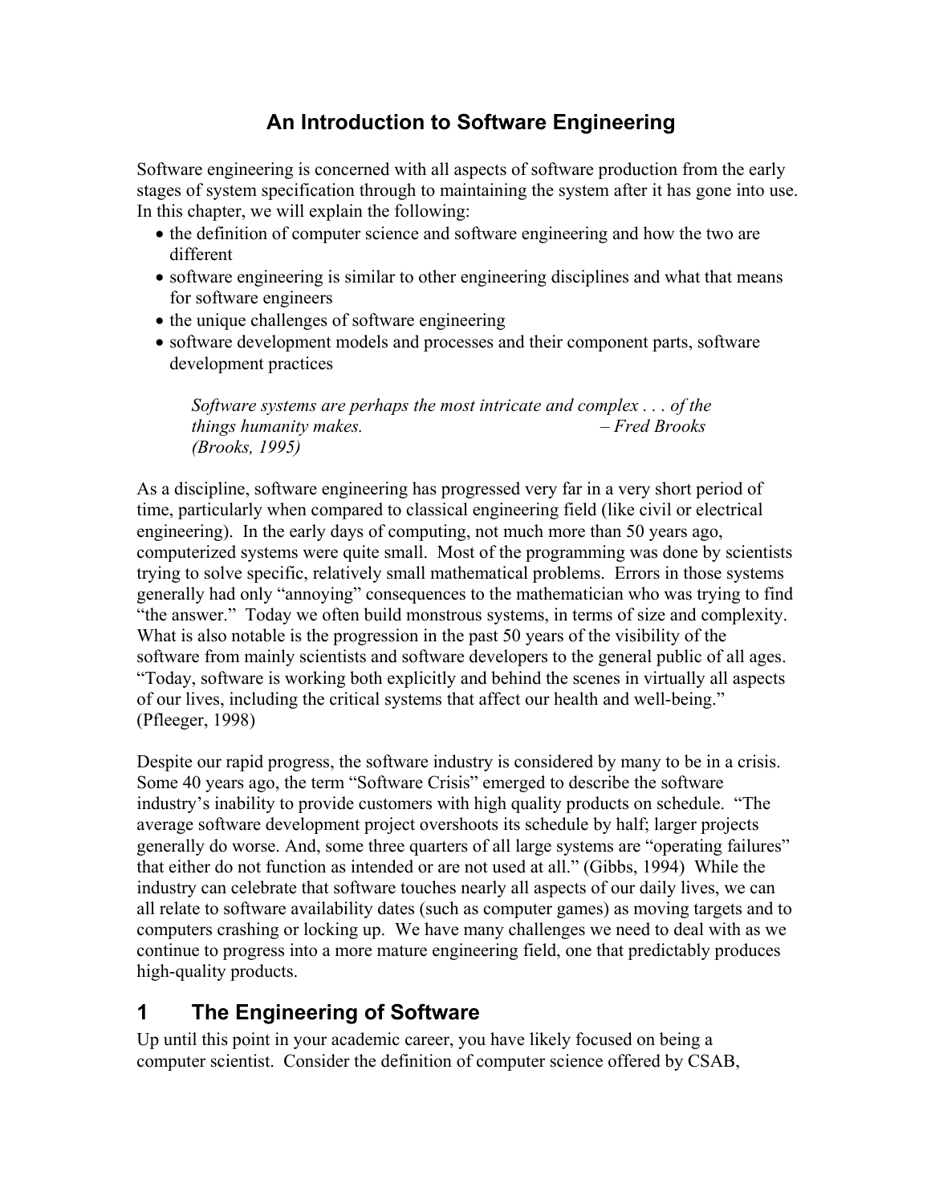# An Introduction to Software Engineering

Software engineering is concerned with all aspects of software production from the early stages of system specification through to maintaining the system after it has gone into use. In this chapter, we will explain the following:

- the definition of computer science and software engineering and how the two are different
- software engineering is similar to other engineering disciplines and what that means for software engineers
- the unique challenges of software engineering
- software development models and processes and their component parts, software development practices

> *Software systems are perhaps the most intricate and complex . . . of the things humanity makes.* – *Fred Brooks (Brooks, 1995)*

As a discipline, software engineering has progressed very far in a very short period of time, particularly when compared to classical engineering field (like civil or electrical engineering). In the early days of computing, not much more than 50 years ago, computerized systems were quite small. Most of the programming was done by scientists trying to solve specific, relatively small mathematical problems. Errors in those systems generally had only "annoying" consequences to the mathematician who was trying to find "the answer." Today we often build monstrous systems, in terms of size and complexity. What is also notable is the progression in the past 50 years of the visibility of the software from mainly scientists and software developers to the general public of all ages. "Today, software is working both explicitly and behind the scenes in virtually all aspects of our lives, including the critical systems that affect our health and well-being." (Pfleeger, 1998)

Despite our rapid progress, the software industry is considered by many to be in a crisis. Some 40 years ago, the term "Software Crisis" emerged to describe the software industry's inability to provide customers with high quality products on schedule. "The average software development project overshoots its schedule by half; larger projects generally do worse. And, some three quarters of all large systems are "operating failures" that either do not function as intended or are not used at all." (Gibbs, 1994) While the industry can celebrate that software touches nearly all aspects of our daily lives, we can all relate to software availability dates (such as computer games) as moving targets and to computers crashing or locking up. We have many challenges we need to deal with as we continue to progress into a more mature engineering field, one that predictably produces high-quality products.

## 1 The Engineering of Software

Up until this point in your academic career, you have likely focused on being a computer scientist. Consider the definition of computer science offered by CSAB,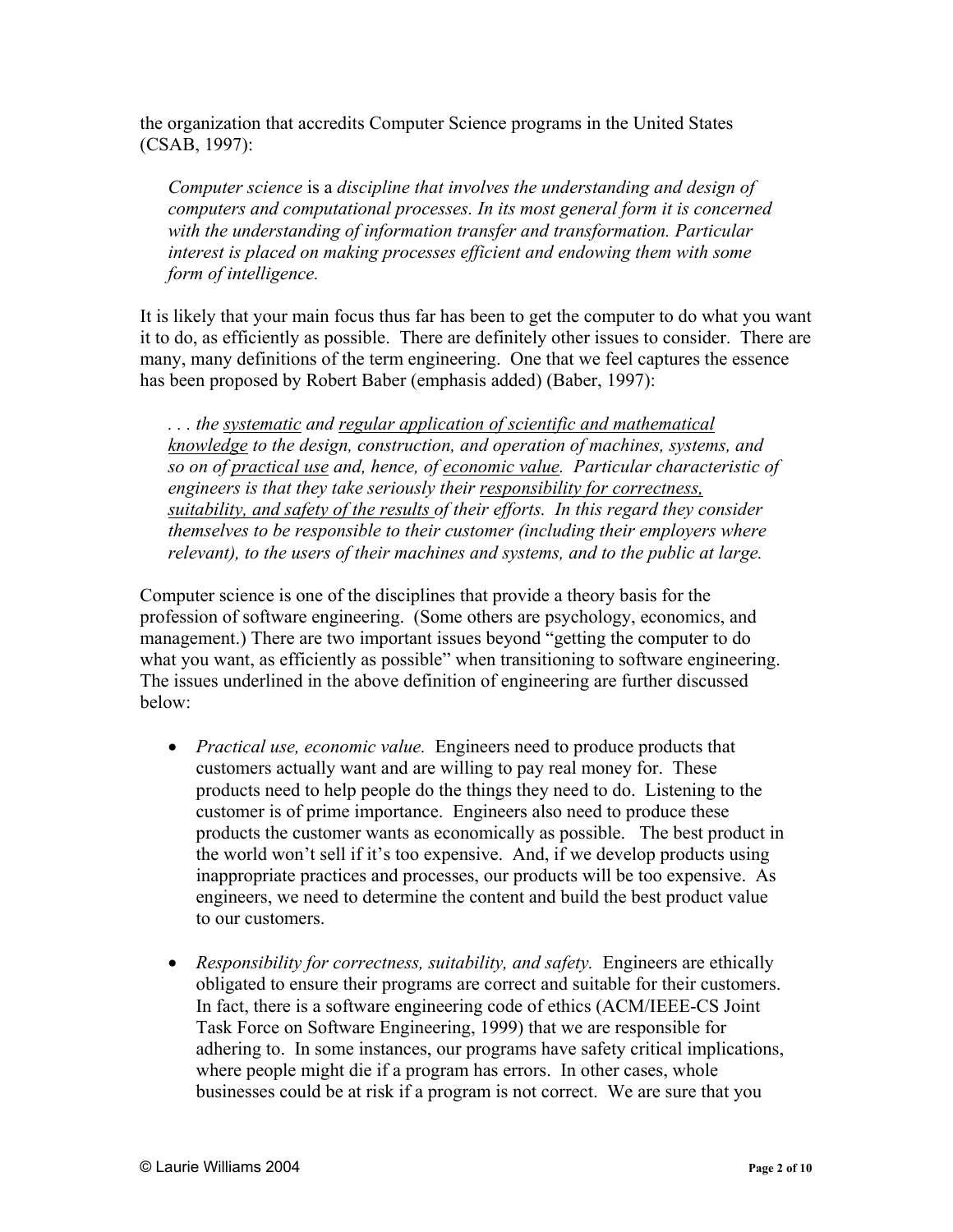the organization that accredits Computer Science programs in the United States (CSAB, 1997):

> *Computer science* is a *discipline that involves the understanding and design of computers and computational processes. In its most general form it is concerned with the understanding of information transfer and transformation. Particular interest is placed on making processes efficient and endowing them with some form of intelligence.*

It is likely that your main focus thus far has been to get the computer to do what you want it to do, as efficiently as possible. There are definitely other issues to consider. There are many, many definitions of the term engineering. One that we feel captures the essence has been proposed by Robert Baber (emphasis added) (Baber, 1997):

> *. . . the <u>systematic</u> and <u>regular application of scientific and mathematical knowledge</u> to the design, construction, and operation of machines, systems, and so on of <u>practical use</u> and, hence, of <u>economic value</u>. Particular characteristic of engineers is that they take seriously their <u>responsibility for correctness, suitability, and safety of the results</u> of their efforts. In this regard they consider themselves to be responsible to their customer (including their employers where relevant), to the users of their machines and systems, and to the public at large.*

Computer science is one of the disciplines that provide a theory basis for the profession of software engineering. (Some others are psychology, economics, and management.) There are two important issues beyond "getting the computer to do what you want, as efficiently as possible" when transitioning to software engineering. The issues underlined in the above definition of engineering are further discussed below:

- *Practical use, economic value.* Engineers need to produce products that customers actually want and are willing to pay real money for. These products need to help people do the things they need to do. Listening to the customer is of prime importance. Engineers also need to produce these products the customer wants as economically as possible. The best product in the world won't sell if it's too expensive. And, if we develop products using inappropriate practices and processes, our products will be too expensive. As engineers, we need to determine the content and build the best product value to our customers.

- *Responsibility for correctness, suitability, and safety.* Engineers are ethically obligated to ensure their programs are correct and suitable for their customers. In fact, there is a software engineering code of ethics (ACM/IEEE-CS Joint Task Force on Software Engineering, 1999) that we are responsible for adhering to. In some instances, our programs have safety critical implications, where people might die if a program has errors. In other cases, whole businesses could be at risk if a program is not correct. We are sure that you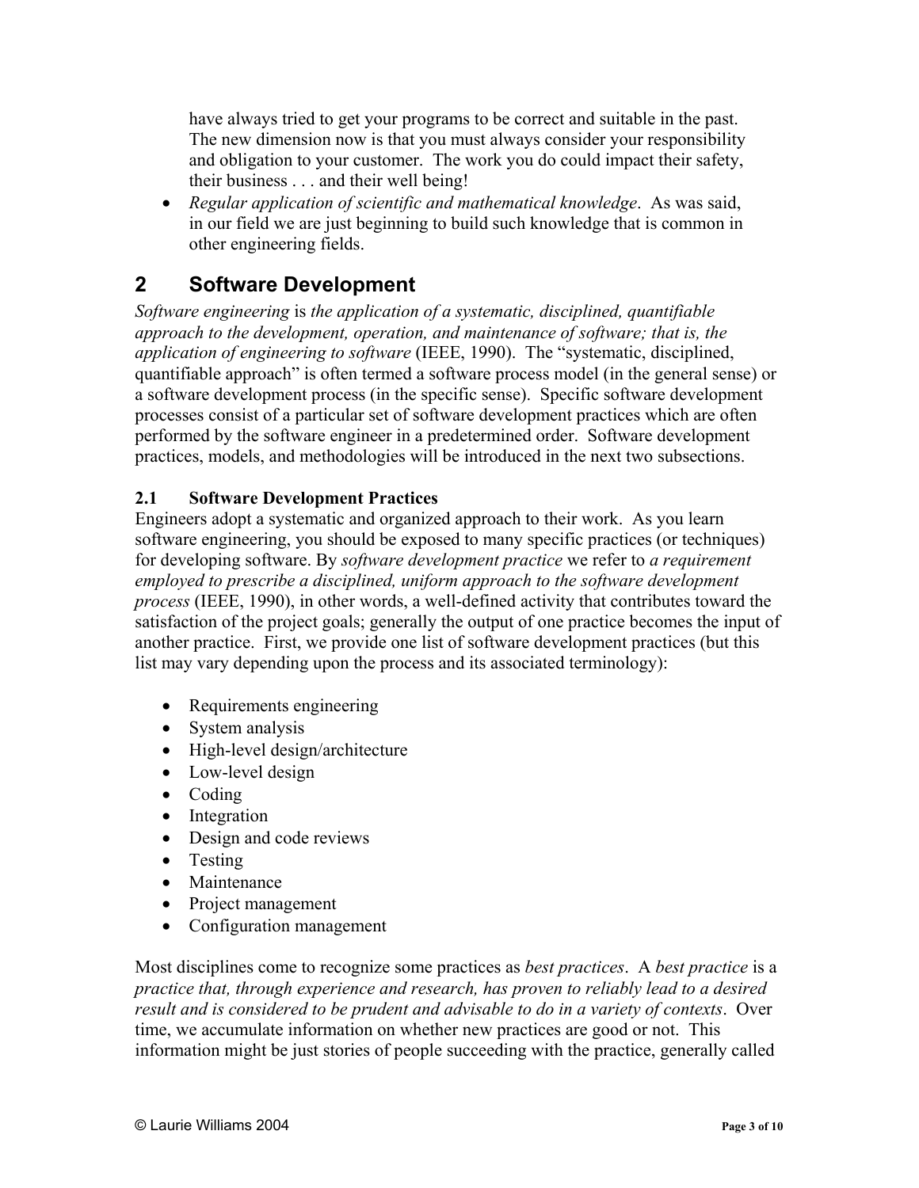have always tried to get your programs to be correct and suitable in the past. The new dimension now is that you must always consider your responsibility and obligation to your customer. The work you do could impact their safety, their business . . . and their well being!

- *Regular application of scientific and mathematical knowledge*. As was said, in our field we are just beginning to build such knowledge that is common in other engineering fields.

## 2 Software Development

*Software engineering* is *the application of a systematic, disciplined, quantifiable approach to the development, operation, and maintenance of software; that is, the application of engineering to software* (IEEE, 1990). The "systematic, disciplined, quantifiable approach" is often termed a software process model (in the general sense) or a software development process (in the specific sense). Specific software development processes consist of a particular set of software development practices which are often performed by the software engineer in a predetermined order. Software development practices, models, and methodologies will be introduced in the next two subsections.

### 2.1 Software Development Practices

Engineers adopt a systematic and organized approach to their work. As you learn software engineering, you should be exposed to many specific practices (or techniques) for developing software. By *software development practice* we refer to *a requirement employed to prescribe a disciplined, uniform approach to the software development process* (IEEE, 1990), in other words, a well-defined activity that contributes toward the satisfaction of the project goals; generally the output of one practice becomes the input of another practice. First, we provide one list of software development practices (but this list may vary depending upon the process and its associated terminology):

- Requirements engineering
- System analysis
- High-level design/architecture
- Low-level design
- Coding
- Integration
- Design and code reviews
- Testing
- Maintenance
- Project management
- Configuration management

Most disciplines come to recognize some practices as *best practices*. A *best practice* is a *practice that, through experience and research, has proven to reliably lead to a desired result and is considered to be prudent and advisable to do in a variety of contexts*. Over time, we accumulate information on whether new practices are good or not. This information might be just stories of people succeeding with the practice, generally called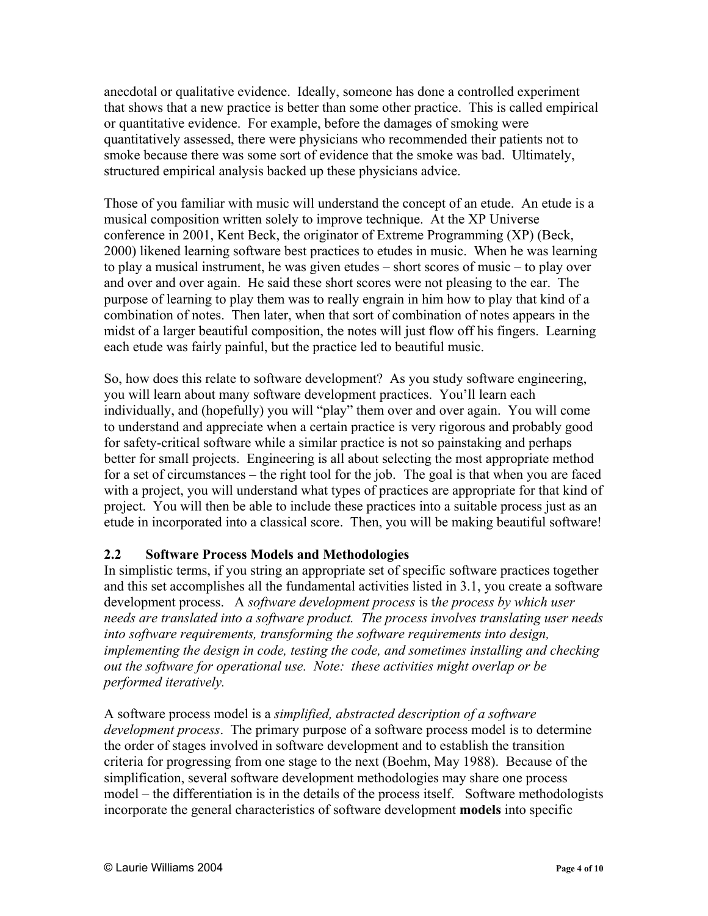anecdotal or qualitative evidence. Ideally, someone has done a controlled experiment that shows that a new practice is better than some other practice. This is called empirical or quantitative evidence. For example, before the damages of smoking were quantitatively assessed, there were physicians who recommended their patients not to smoke because there was some sort of evidence that the smoke was bad. Ultimately, structured empirical analysis backed up these physicians advice.

Those of you familiar with music will understand the concept of an etude. An etude is a musical composition written solely to improve technique. At the XP Universe conference in 2001, Kent Beck, the originator of Extreme Programming (XP) (Beck, 2000) likened learning software best practices to etudes in music. When he was learning to play a musical instrument, he was given etudes – short scores of music – to play over and over and over again. He said these short scores were not pleasing to the ear. The purpose of learning to play them was to really engrain in him how to play that kind of a combination of notes. Then later, when that sort of combination of notes appears in the midst of a larger beautiful composition, the notes will just flow off his fingers. Learning each etude was fairly painful, but the practice led to beautiful music.

So, how does this relate to software development? As you study software engineering, you will learn about many software development practices. You'll learn each individually, and (hopefully) you will "play" them over and over again. You will come to understand and appreciate when a certain practice is very rigorous and probably good for safety-critical software while a similar practice is not so painstaking and perhaps better for small projects. Engineering is all about selecting the most appropriate method for a set of circumstances – the right tool for the job. The goal is that when you are faced with a project, you will understand what types of practices are appropriate for that kind of project. You will then be able to include these practices into a suitable process just as an etude in incorporated into a classical score. Then, you will be making beautiful software!

## 2.2 Software Process Models and Methodologies

In simplistic terms, if you string an appropriate set of specific software practices together and this set accomplishes all the fundamental activities listed in 3.1, you create a software development process. A *software development process* is t*he process by which user needs are translated into a software product. The process involves translating user needs into software requirements, transforming the software requirements into design, implementing the design in code, testing the code, and sometimes installing and checking out the software for operational use. Note: these activities might overlap or be performed iteratively.*

A software process model is a *simplified, abstracted description of a software development process*. The primary purpose of a software process model is to determine the order of stages involved in software development and to establish the transition criteria for progressing from one stage to the next (Boehm, May 1988). Because of the simplification, several software development methodologies may share one process model – the differentiation is in the details of the process itself. Software methodologists incorporate the general characteristics of software development **models** into specific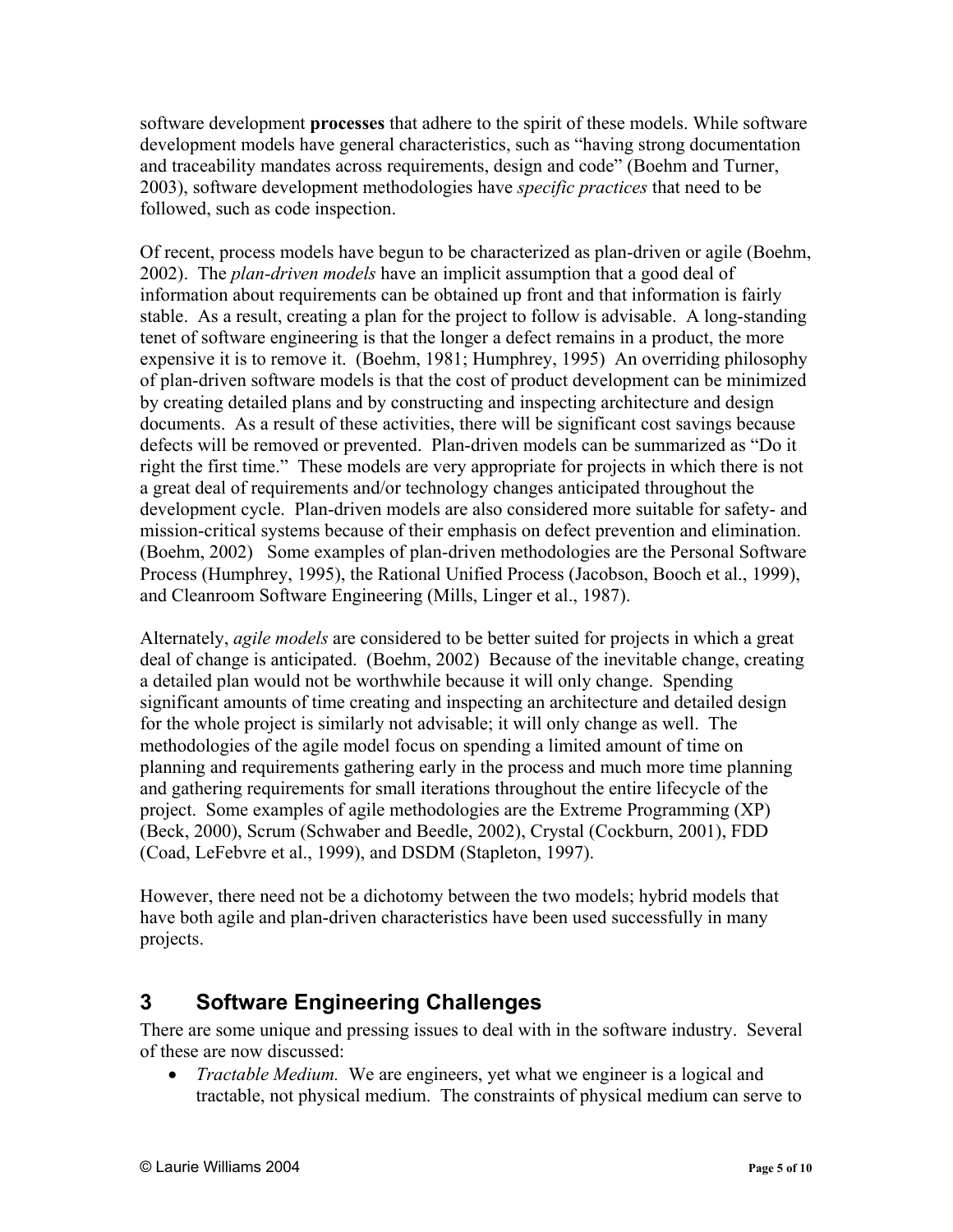software development **processes** that adhere to the spirit of these models. While software development models have general characteristics, such as "having strong documentation and traceability mandates across requirements, design and code" (Boehm and Turner, 2003), software development methodologies have *specific practices* that need to be followed, such as code inspection.

Of recent, process models have begun to be characterized as plan-driven or agile (Boehm, 2002). The *plan-driven models* have an implicit assumption that a good deal of information about requirements can be obtained up front and that information is fairly stable. As a result, creating a plan for the project to follow is advisable. A long-standing tenet of software engineering is that the longer a defect remains in a product, the more expensive it is to remove it. (Boehm, 1981; Humphrey, 1995) An overriding philosophy of plan-driven software models is that the cost of product development can be minimized by creating detailed plans and by constructing and inspecting architecture and design documents. As a result of these activities, there will be significant cost savings because defects will be removed or prevented. Plan-driven models can be summarized as "Do it right the first time." These models are very appropriate for projects in which there is not a great deal of requirements and/or technology changes anticipated throughout the development cycle. Plan-driven models are also considered more suitable for safety- and mission-critical systems because of their emphasis on defect prevention and elimination. (Boehm, 2002) Some examples of plan-driven methodologies are the Personal Software Process (Humphrey, 1995), the Rational Unified Process (Jacobson, Booch et al., 1999), and Cleanroom Software Engineering (Mills, Linger et al., 1987).

Alternately, *agile models* are considered to be better suited for projects in which a great deal of change is anticipated. (Boehm, 2002) Because of the inevitable change, creating a detailed plan would not be worthwhile because it will only change. Spending significant amounts of time creating and inspecting an architecture and detailed design for the whole project is similarly not advisable; it will only change as well. The methodologies of the agile model focus on spending a limited amount of time on planning and requirements gathering early in the process and much more time planning and gathering requirements for small iterations throughout the entire lifecycle of the project. Some examples of agile methodologies are the Extreme Programming (XP) (Beck, 2000), Scrum (Schwaber and Beedle, 2002), Crystal (Cockburn, 2001), FDD (Coad, LeFebvre et al., 1999), and DSDM (Stapleton, 1997).

However, there need not be a dichotomy between the two models; hybrid models that have both agile and plan-driven characteristics have been used successfully in many projects.

## 3 Software Engineering Challenges

There are some unique and pressing issues to deal with in the software industry. Several of these are now discussed:

- *Tractable Medium.* We are engineers, yet what we engineer is a logical and tractable, not physical medium. The constraints of physical medium can serve to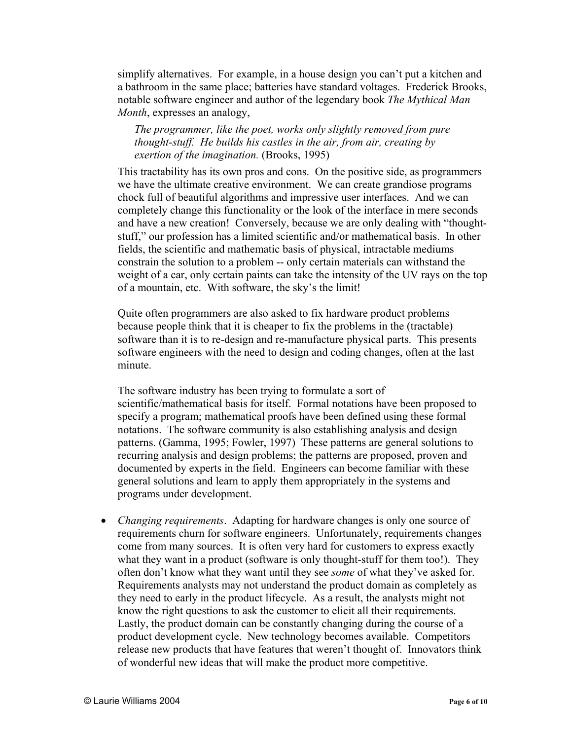simplify alternatives. For example, in a house design you can't put a kitchen and a bathroom in the same place; batteries have standard voltages. Frederick Brooks, notable software engineer and author of the legendary book *The Mythical Man Month*, expresses an analogy,

> *The programmer, like the poet, works only slightly removed from pure thought-stuff. He builds his castles in the air, from air, creating by exertion of the imagination.* (Brooks, 1995)

This tractability has its own pros and cons. On the positive side, as programmers we have the ultimate creative environment. We can create grandiose programs chock full of beautiful algorithms and impressive user interfaces. And we can completely change this functionality or the look of the interface in mere seconds and have a new creation! Conversely, because we are only dealing with "thought-stuff," our profession has a limited scientific and/or mathematical basis. In other fields, the scientific and mathematic basis of physical, intractable mediums constrain the solution to a problem -- only certain materials can withstand the weight of a car, only certain paints can take the intensity of the UV rays on the top of a mountain, etc. With software, the sky's the limit!

Quite often programmers are also asked to fix hardware product problems because people think that it is cheaper to fix the problems in the (tractable) software than it is to re-design and re-manufacture physical parts. This presents software engineers with the need to design and coding changes, often at the last minute.

The software industry has been trying to formulate a sort of scientific/mathematical basis for itself. Formal notations have been proposed to specify a program; mathematical proofs have been defined using these formal notations. The software community is also establishing analysis and design patterns. (Gamma, 1995; Fowler, 1997) These patterns are general solutions to recurring analysis and design problems; the patterns are proposed, proven and documented by experts in the field. Engineers can become familiar with these general solutions and learn to apply them appropriately in the systems and programs under development.

- *Changing requirements*. Adapting for hardware changes is only one source of requirements churn for software engineers. Unfortunately, requirements changes come from many sources. It is often very hard for customers to express exactly what they want in a product (software is only thought-stuff for them too!). They often don't know what they want until they see *some* of what they've asked for. Requirements analysts may not understand the product domain as completely as they need to early in the product lifecycle. As a result, the analysts might not know the right questions to ask the customer to elicit all their requirements. Lastly, the product domain can be constantly changing during the course of a product development cycle. New technology becomes available. Competitors release new products that have features that weren't thought of. Innovators think of wonderful new ideas that will make the product more competitive.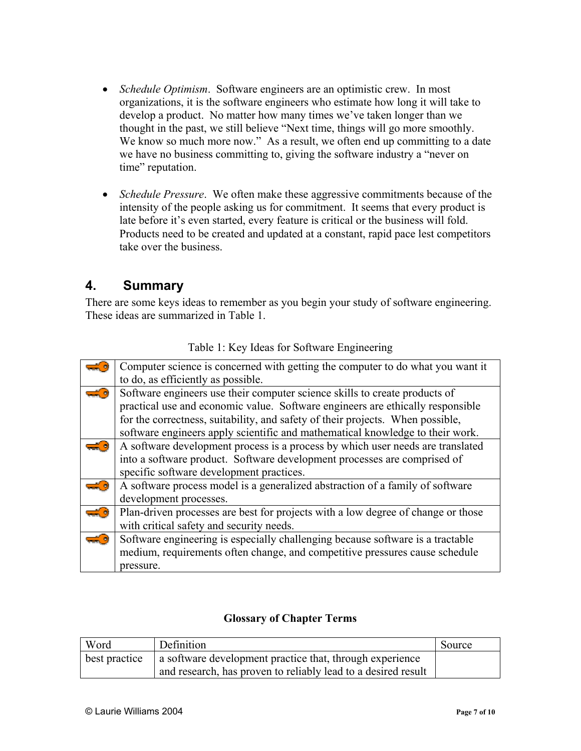- *Schedule Optimism*. Software engineers are an optimistic crew. In most organizations, it is the software engineers who estimate how long it will take to develop a product. No matter how many times we've taken longer than we thought in the past, we still believe "Next time, things will go more smoothly. We know so much more now." As a result, we often end up committing to a date we have no business committing to, giving the software industry a "never on time" reputation.

- *Schedule Pressure*. We often make these aggressive commitments because of the intensity of the people asking us for commitment. It seems that every product is late before it's even started, every feature is critical or the business will fold. Products need to be created and updated at a constant, rapid pace lest competitors take over the business.

## 4. Summary

There are some keys ideas to remember as you begin your study of software engineering. These ideas are summarized in Table 1.

Table 1: Key Ideas for Software Engineering

| | |
|---|---|
| | Computer science is concerned with getting the computer to do what you want it to do, as efficiently as possible. |
| | Software engineers use their computer science skills to create products of practical use and economic value. Software engineers are ethically responsible for the correctness, suitability, and safety of their projects. When possible, software engineers apply scientific and mathematical knowledge to their work. |
| | A software development process is a process by which user needs are translated into a software product. Software development processes are comprised of specific software development practices. |
| | A software process model is a generalized abstraction of a family of software development processes. |
| | Plan-driven processes are best for projects with a low degree of change or those with critical safety and security needs. |
| | Software engineering is especially challenging because software is a tractable medium, requirements often change, and competitive pressures cause schedule pressure. |

**Glossary of Chapter Terms**

| Word | Definition | Source |
|---|---|---|
| best practice | a software development practice that, through experience and research, has proven to reliably lead to a desired result | |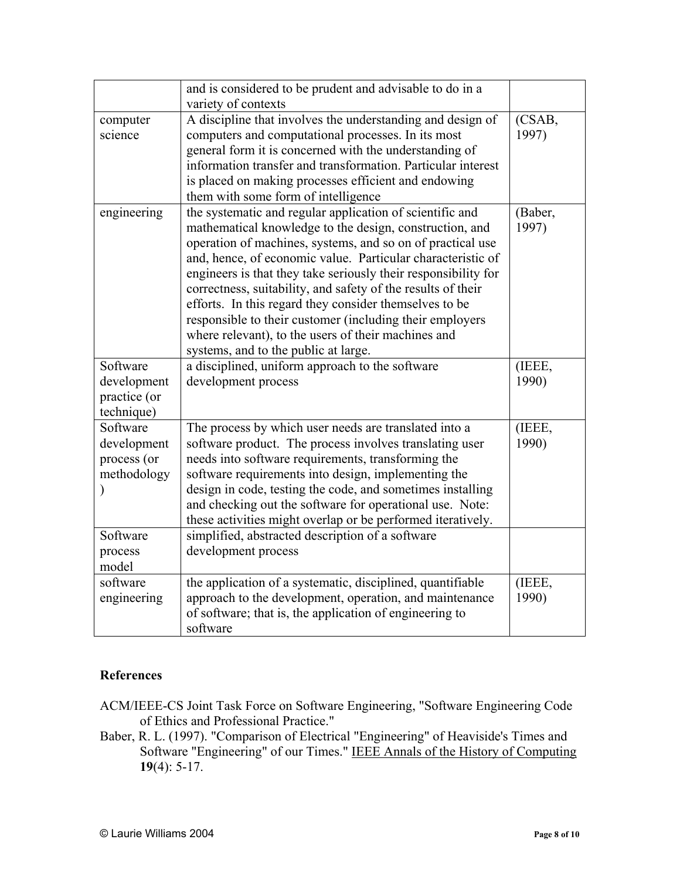| | | |
|---|---|---|
| | and is considered to be prudent and advisable to do in a variety of contexts | |
| computer science | A discipline that involves the understanding and design of computers and computational processes. In its most general form it is concerned with the understanding of information transfer and transformation. Particular interest is placed on making processes efficient and endowing them with some form of intelligence | (CSAB, 1997) |
| engineering | the systematic and regular application of scientific and mathematical knowledge to the design, construction, and operation of machines, systems, and so on of practical use and, hence, of economic value. Particular characteristic of engineers is that they take seriously their responsibility for correctness, suitability, and safety of the results of their efforts. In this regard they consider themselves to be responsible to their customer (including their employers where relevant), to the users of their machines and systems, and to the public at large. | (Baber, 1997) |
| Software development practice (or technique) | a disciplined, uniform approach to the software development process | (IEEE, 1990) |
| Software development process (or methodology) | The process by which user needs are translated into a software product. The process involves translating user needs into software requirements, transforming the software requirements into design, implementing the design in code, testing the code, and sometimes installing and checking out the software for operational use. Note: these activities might overlap or be performed iteratively. | (IEEE, 1990) |
| Software process model | simplified, abstracted description of a software development process | |
| software engineering | the application of a systematic, disciplined, quantifiable approach to the development, operation, and maintenance of software; that is, the application of engineering to software | (IEEE, 1990) |

## References

ACM/IEEE-CS Joint Task Force on Software Engineering, "Software Engineering Code of Ethics and Professional Practice."

Baber, R. L. (1997). "Comparison of Electrical "Engineering" of Heaviside's Times and Software "Engineering" of our Times." IEEE Annals of the History of Computing **19**(4): 5-17.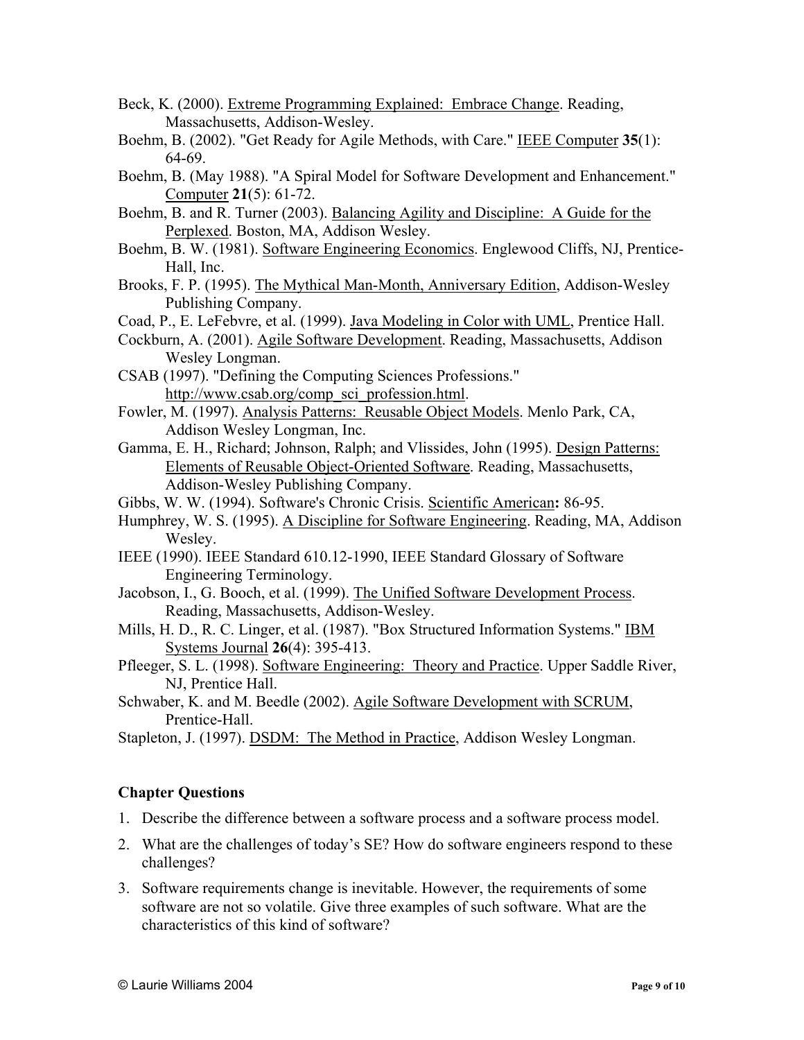Beck, K. (2000). Extreme Programming Explained: Embrace Change. Reading, Massachusetts, Addison-Wesley.

Boehm, B. (2002). "Get Ready for Agile Methods, with Care." IEEE Computer **35**(1): 64-69.

Boehm, B. (May 1988). "A Spiral Model for Software Development and Enhancement." Computer **21**(5): 61-72.

Boehm, B. and R. Turner (2003). Balancing Agility and Discipline: A Guide for the Perplexed. Boston, MA, Addison Wesley.

Boehm, B. W. (1981). Software Engineering Economics. Englewood Cliffs, NJ, Prentice-Hall, Inc.

Brooks, F. P. (1995). The Mythical Man-Month, Anniversary Edition, Addison-Wesley Publishing Company.

Coad, P., E. LeFebvre, et al. (1999). Java Modeling in Color with UML, Prentice Hall.

Cockburn, A. (2001). Agile Software Development. Reading, Massachusetts, Addison Wesley Longman.

CSAB (1997). "Defining the Computing Sciences Professions." http://www.csab.org/comp_sci_profession.html.

Fowler, M. (1997). Analysis Patterns: Reusable Object Models. Menlo Park, CA, Addison Wesley Longman, Inc.

Gamma, E. H., Richard; Johnson, Ralph; and Vlissides, John (1995). Design Patterns: Elements of Reusable Object-Oriented Software. Reading, Massachusetts, Addison-Wesley Publishing Company.

Gibbs, W. W. (1994). Software's Chronic Crisis. Scientific American**:** 86-95.

Humphrey, W. S. (1995). A Discipline for Software Engineering. Reading, MA, Addison Wesley.

IEEE (1990). IEEE Standard 610.12-1990, IEEE Standard Glossary of Software Engineering Terminology.

Jacobson, I., G. Booch, et al. (1999). The Unified Software Development Process. Reading, Massachusetts, Addison-Wesley.

Mills, H. D., R. C. Linger, et al. (1987). "Box Structured Information Systems." IBM Systems Journal **26**(4): 395-413.

Pfleeger, S. L. (1998). Software Engineering: Theory and Practice. Upper Saddle River, NJ, Prentice Hall.

Schwaber, K. and M. Beedle (2002). Agile Software Development with SCRUM, Prentice-Hall.

Stapleton, J. (1997). DSDM: The Method in Practice, Addison Wesley Longman.

### Chapter Questions

1. Describe the difference between a software process and a software process model.
2. What are the challenges of today's SE? How do software engineers respond to these challenges?
3. Software requirements change is inevitable. However, the requirements of some software are not so volatile. Give three examples of such software. What are the characteristics of this kind of software?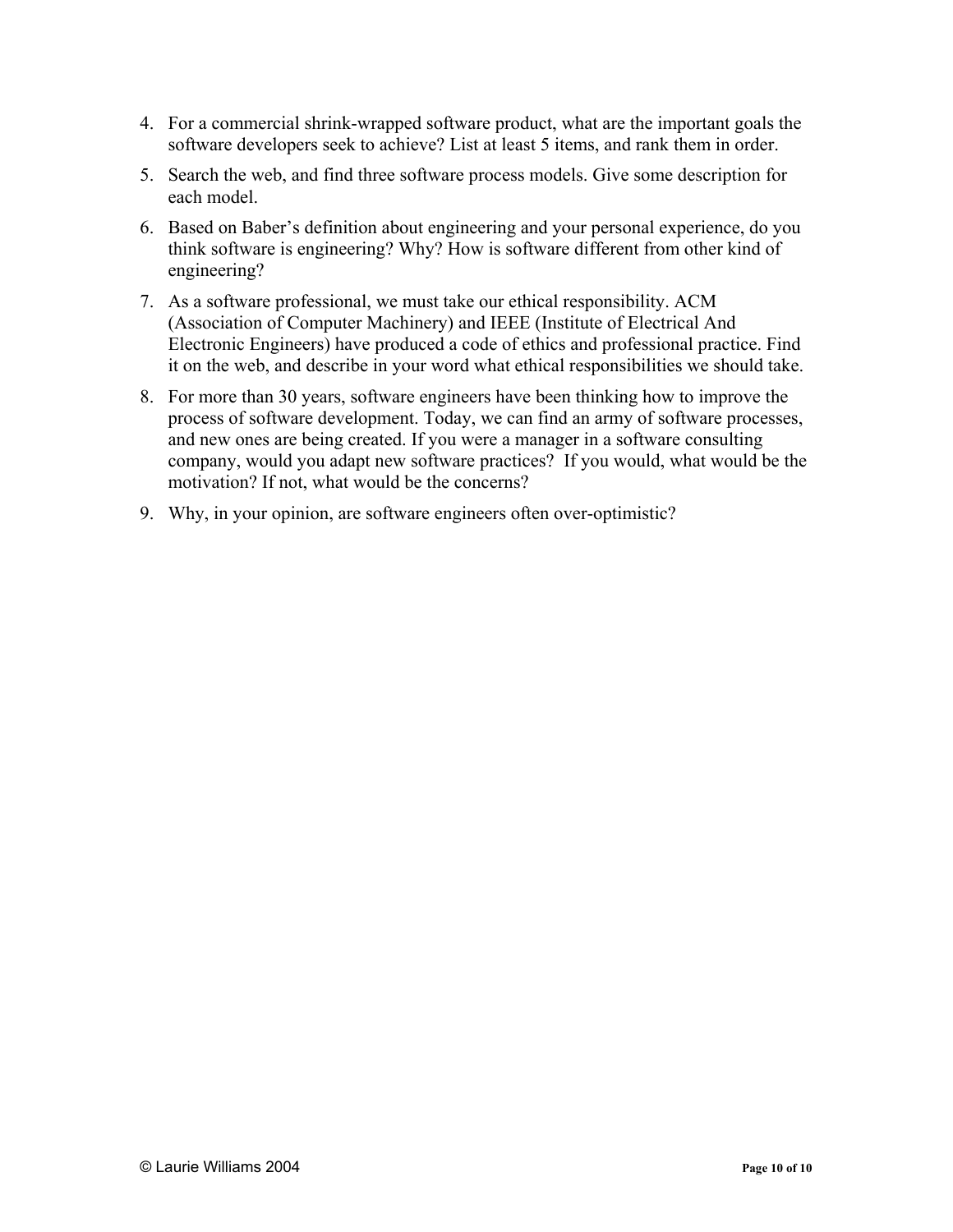4. For a commercial shrink-wrapped software product, what are the important goals the software developers seek to achieve? List at least 5 items, and rank them in order.
5. Search the web, and find three software process models. Give some description for each model.
6. Based on Baber's definition about engineering and your personal experience, do you think software is engineering? Why? How is software different from other kind of engineering?
7. As a software professional, we must take our ethical responsibility. ACM (Association of Computer Machinery) and IEEE (Institute of Electrical And Electronic Engineers) have produced a code of ethics and professional practice. Find it on the web, and describe in your word what ethical responsibilities we should take.
8. For more than 30 years, software engineers have been thinking how to improve the process of software development. Today, we can find an army of software processes, and new ones are being created. If you were a manager in a software consulting company, would you adapt new software practices? If you would, what would be the motivation? If not, what would be the concerns?
9. Why, in your opinion, are software engineers often over-optimistic?

© Laurie Williams 2004